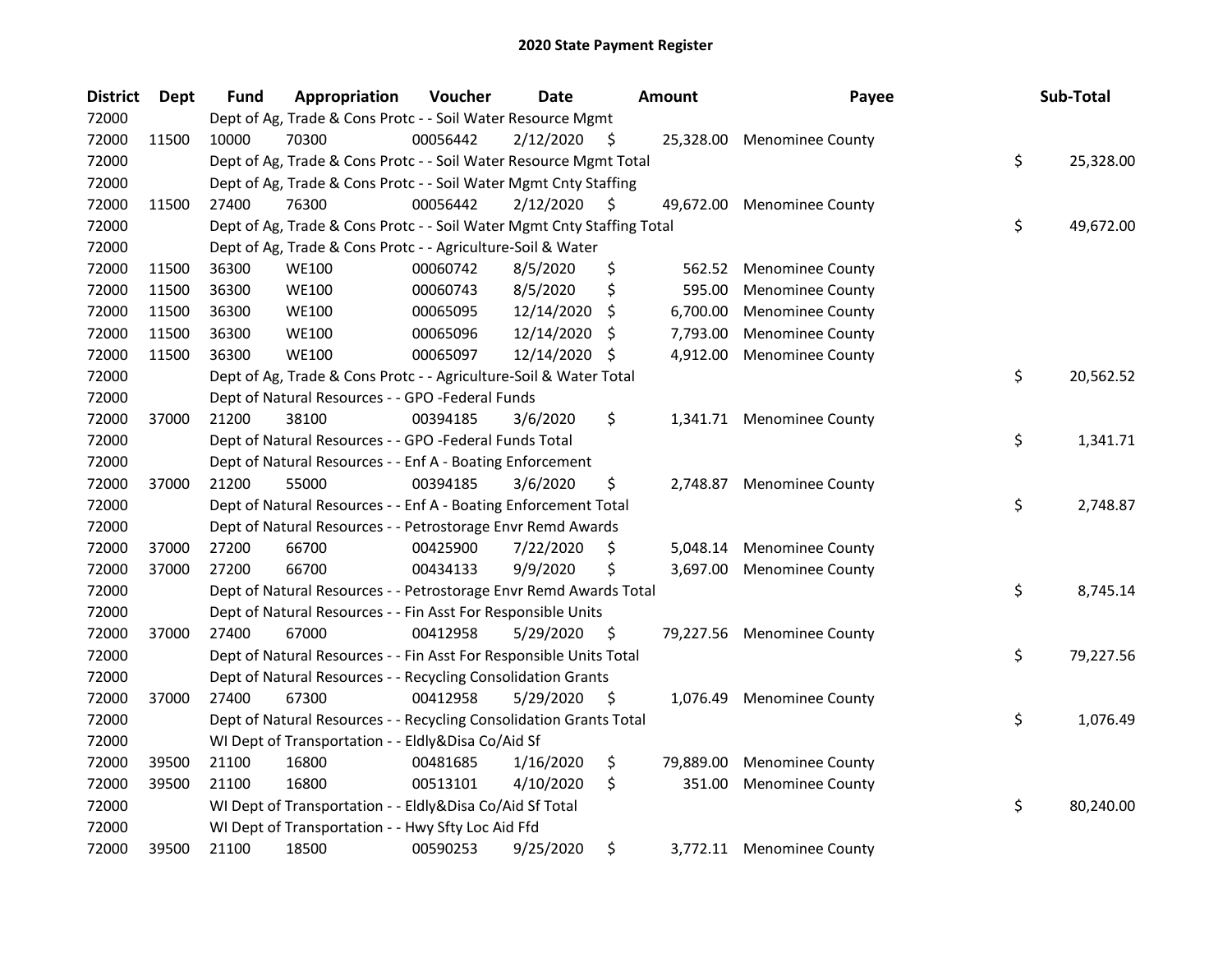# 2020 State Payment Register

| District | Dept | Fund | Appropriation | Voucher | Date | Amount | Payee | Sub-Total |
|---|---|---|---|---|---|---|---|---|
| 72000 | | Dept of Ag, Trade & Cons Protc - - Soil Water Resource Mgmt | | | | | | |
| 72000 | 11500 | 10000 | 70300 | 00056442 | 2/12/2020 | $ 25,328.00 | Menominee County | |
| 72000 | | Dept of Ag, Trade & Cons Protc - - Soil Water Resource Mgmt Total | | | | | | $ 25,328.00 |
| 72000 | | Dept of Ag, Trade & Cons Protc - - Soil Water Mgmt Cnty Staffing | | | | | | |
| 72000 | 11500 | 27400 | 76300 | 00056442 | 2/12/2020 | $ 49,672.00 | Menominee County | |
| 72000 | | Dept of Ag, Trade & Cons Protc - - Soil Water Mgmt Cnty Staffing Total | | | | | | $ 49,672.00 |
| 72000 | | Dept of Ag, Trade & Cons Protc - - Agriculture-Soil & Water | | | | | | |
| 72000 | 11500 | 36300 | WE100 | 00060742 | 8/5/2020 | $ 562.52 | Menominee County | |
| 72000 | 11500 | 36300 | WE100 | 00060743 | 8/5/2020 | $ 595.00 | Menominee County | |
| 72000 | 11500 | 36300 | WE100 | 00065095 | 12/14/2020 | $ 6,700.00 | Menominee County | |
| 72000 | 11500 | 36300 | WE100 | 00065096 | 12/14/2020 | $ 7,793.00 | Menominee County | |
| 72000 | 11500 | 36300 | WE100 | 00065097 | 12/14/2020 | $ 4,912.00 | Menominee County | |
| 72000 | | Dept of Ag, Trade & Cons Protc - - Agriculture-Soil & Water Total | | | | | | $ 20,562.52 |
| 72000 | | Dept of Natural Resources - - GPO -Federal Funds | | | | | | |
| 72000 | 37000 | 21200 | 38100 | 00394185 | 3/6/2020 | $ 1,341.71 | Menominee County | |
| 72000 | | Dept of Natural Resources - - GPO -Federal Funds Total | | | | | | $ 1,341.71 |
| 72000 | | Dept of Natural Resources - - Enf A - Boating Enforcement | | | | | | |
| 72000 | 37000 | 21200 | 55000 | 00394185 | 3/6/2020 | $ 2,748.87 | Menominee County | |
| 72000 | | Dept of Natural Resources - - Enf A - Boating Enforcement Total | | | | | | $ 2,748.87 |
| 72000 | | Dept of Natural Resources - - Petrostorage Envr Remd Awards | | | | | | |
| 72000 | 37000 | 27200 | 66700 | 00425900 | 7/22/2020 | $ 5,048.14 | Menominee County | |
| 72000 | 37000 | 27200 | 66700 | 00434133 | 9/9/2020 | $ 3,697.00 | Menominee County | |
| 72000 | | Dept of Natural Resources - - Petrostorage Envr Remd Awards Total | | | | | | $ 8,745.14 |
| 72000 | | Dept of Natural Resources - - Fin Asst For Responsible Units | | | | | | |
| 72000 | 37000 | 27400 | 67000 | 00412958 | 5/29/2020 | $ 79,227.56 | Menominee County | |
| 72000 | | Dept of Natural Resources - - Fin Asst For Responsible Units Total | | | | | | $ 79,227.56 |
| 72000 | | Dept of Natural Resources - - Recycling Consolidation Grants | | | | | | |
| 72000 | 37000 | 27400 | 67300 | 00412958 | 5/29/2020 | $ 1,076.49 | Menominee County | |
| 72000 | | Dept of Natural Resources - - Recycling Consolidation Grants Total | | | | | | $ 1,076.49 |
| 72000 | | WI Dept of Transportation - - Eldly&Disa Co/Aid Sf | | | | | | |
| 72000 | 39500 | 21100 | 16800 | 00481685 | 1/16/2020 | $ 79,889.00 | Menominee County | |
| 72000 | 39500 | 21100 | 16800 | 00513101 | 4/10/2020 | $ 351.00 | Menominee County | |
| 72000 | | WI Dept of Transportation - - Eldly&Disa Co/Aid Sf Total | | | | | | $ 80,240.00 |
| 72000 | | WI Dept of Transportation - - Hwy Sfty Loc Aid Ffd | | | | | | |
| 72000 | 39500 | 21100 | 18500 | 00590253 | 9/25/2020 | $ 3,772.11 | Menominee County | |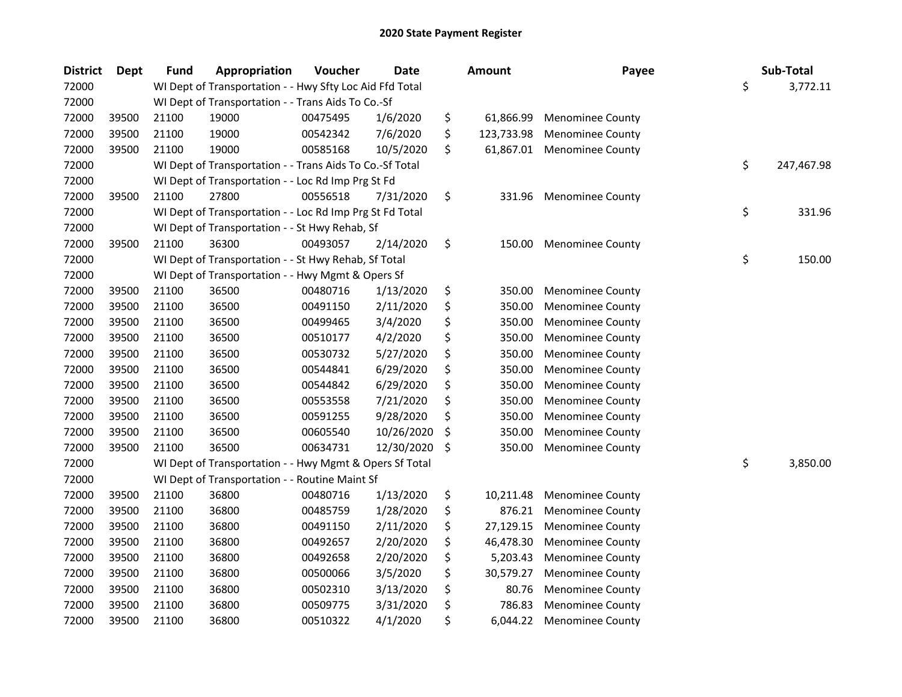# 2020 State Payment Register

| District | Dept | Fund | Appropriation | Voucher | Date | Amount | Payee | Sub-Total |
|---|---|---|---|---|---|---|---|---|
| 72000 | | WI Dept of Transportation - - Hwy Sfty Loc Aid Ffd Total | | | | | | $ 3,772.11 |
| 72000 | | WI Dept of Transportation - - Trans Aids To Co.-Sf | | | | | | |
| 72000 | 39500 | 21100 | 19000 | 00475495 | 1/6/2020 | $ 61,866.99 | Menominee County | |
| 72000 | 39500 | 21100 | 19000 | 00542342 | 7/6/2020 | $ 123,733.98 | Menominee County | |
| 72000 | 39500 | 21100 | 19000 | 00585168 | 10/5/2020 | $ 61,867.01 | Menominee County | |
| 72000 | | WI Dept of Transportation - - Trans Aids To Co.-Sf Total | | | | | | $ 247,467.98 |
| 72000 | | WI Dept of Transportation - - Loc Rd Imp Prg St Fd | | | | | | |
| 72000 | 39500 | 21100 | 27800 | 00556518 | 7/31/2020 | $ 331.96 | Menominee County | |
| 72000 | | WI Dept of Transportation - - Loc Rd Imp Prg St Fd Total | | | | | | $ 331.96 |
| 72000 | | WI Dept of Transportation - - St Hwy Rehab, Sf | | | | | | |
| 72000 | 39500 | 21100 | 36300 | 00493057 | 2/14/2020 | $ 150.00 | Menominee County | |
| 72000 | | WI Dept of Transportation - - St Hwy Rehab, Sf Total | | | | | | $ 150.00 |
| 72000 | | WI Dept of Transportation - - Hwy Mgmt & Opers Sf | | | | | | |
| 72000 | 39500 | 21100 | 36500 | 00480716 | 1/13/2020 | $ 350.00 | Menominee County | |
| 72000 | 39500 | 21100 | 36500 | 00491150 | 2/11/2020 | $ 350.00 | Menominee County | |
| 72000 | 39500 | 21100 | 36500 | 00499465 | 3/4/2020 | $ 350.00 | Menominee County | |
| 72000 | 39500 | 21100 | 36500 | 00510177 | 4/2/2020 | $ 350.00 | Menominee County | |
| 72000 | 39500 | 21100 | 36500 | 00530732 | 5/27/2020 | $ 350.00 | Menominee County | |
| 72000 | 39500 | 21100 | 36500 | 00544841 | 6/29/2020 | $ 350.00 | Menominee County | |
| 72000 | 39500 | 21100 | 36500 | 00544842 | 6/29/2020 | $ 350.00 | Menominee County | |
| 72000 | 39500 | 21100 | 36500 | 00553558 | 7/21/2020 | $ 350.00 | Menominee County | |
| 72000 | 39500 | 21100 | 36500 | 00591255 | 9/28/2020 | $ 350.00 | Menominee County | |
| 72000 | 39500 | 21100 | 36500 | 00605540 | 10/26/2020 | $ 350.00 | Menominee County | |
| 72000 | 39500 | 21100 | 36500 | 00634731 | 12/30/2020 | $ 350.00 | Menominee County | |
| 72000 | | WI Dept of Transportation - - Hwy Mgmt & Opers Sf Total | | | | | | $ 3,850.00 |
| 72000 | | WI Dept of Transportation - - Routine Maint Sf | | | | | | |
| 72000 | 39500 | 21100 | 36800 | 00480716 | 1/13/2020 | $ 10,211.48 | Menominee County | |
| 72000 | 39500 | 21100 | 36800 | 00485759 | 1/28/2020 | $ 876.21 | Menominee County | |
| 72000 | 39500 | 21100 | 36800 | 00491150 | 2/11/2020 | $ 27,129.15 | Menominee County | |
| 72000 | 39500 | 21100 | 36800 | 00492657 | 2/20/2020 | $ 46,478.30 | Menominee County | |
| 72000 | 39500 | 21100 | 36800 | 00492658 | 2/20/2020 | $ 5,203.43 | Menominee County | |
| 72000 | 39500 | 21100 | 36800 | 00500066 | 3/5/2020 | $ 30,579.27 | Menominee County | |
| 72000 | 39500 | 21100 | 36800 | 00502310 | 3/13/2020 | $ 80.76 | Menominee County | |
| 72000 | 39500 | 21100 | 36800 | 00509775 | 3/31/2020 | $ 786.83 | Menominee County | |
| 72000 | 39500 | 21100 | 36800 | 00510322 | 4/1/2020 | $ 6,044.22 | Menominee County | |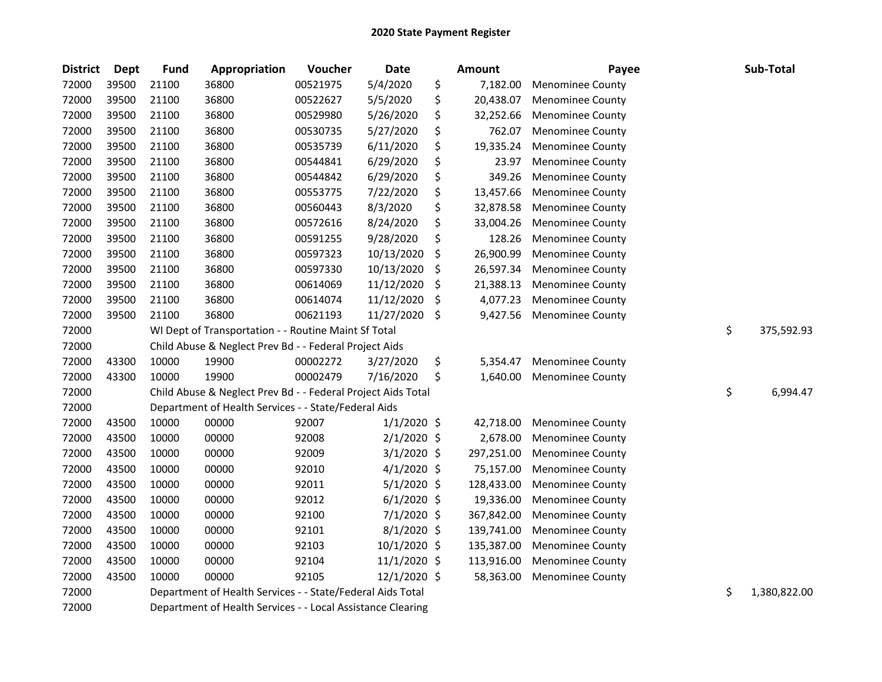## 2020 State Payment Register

| District | Dept | Fund | Appropriation | Voucher | Date | Amount | Payee | Sub-Total |
|---|---|---|---|---|---|---|---|---|
| 72000 | 39500 | 21100 | 36800 | 00521975 | 5/4/2020 | $ 7,182.00 | Menominee County | |
| 72000 | 39500 | 21100 | 36800 | 00522627 | 5/5/2020 | $ 20,438.07 | Menominee County | |
| 72000 | 39500 | 21100 | 36800 | 00529980 | 5/26/2020 | $ 32,252.66 | Menominee County | |
| 72000 | 39500 | 21100 | 36800 | 00530735 | 5/27/2020 | $ 762.07 | Menominee County | |
| 72000 | 39500 | 21100 | 36800 | 00535739 | 6/11/2020 | $ 19,335.24 | Menominee County | |
| 72000 | 39500 | 21100 | 36800 | 00544841 | 6/29/2020 | $ 23.97 | Menominee County | |
| 72000 | 39500 | 21100 | 36800 | 00544842 | 6/29/2020 | $ 349.26 | Menominee County | |
| 72000 | 39500 | 21100 | 36800 | 00553775 | 7/22/2020 | $ 13,457.66 | Menominee County | |
| 72000 | 39500 | 21100 | 36800 | 00560443 | 8/3/2020 | $ 32,878.58 | Menominee County | |
| 72000 | 39500 | 21100 | 36800 | 00572616 | 8/24/2020 | $ 33,004.26 | Menominee County | |
| 72000 | 39500 | 21100 | 36800 | 00591255 | 9/28/2020 | $ 128.26 | Menominee County | |
| 72000 | 39500 | 21100 | 36800 | 00597323 | 10/13/2020 | $ 26,900.99 | Menominee County | |
| 72000 | 39500 | 21100 | 36800 | 00597330 | 10/13/2020 | $ 26,597.34 | Menominee County | |
| 72000 | 39500 | 21100 | 36800 | 00614069 | 11/12/2020 | $ 21,388.13 | Menominee County | |
| 72000 | 39500 | 21100 | 36800 | 00614074 | 11/12/2020 | $ 4,077.23 | Menominee County | |
| 72000 | 39500 | 21100 | 36800 | 00621193 | 11/27/2020 | $ 9,427.56 | Menominee County | |
| 72000 | | WI Dept of Transportation - - Routine Maint Sf Total | | | | | | $ 375,592.93 |
| 72000 | | Child Abuse & Neglect Prev Bd - - Federal Project Aids | | | | | | |
| 72000 | 43300 | 10000 | 19900 | 00002272 | 3/27/2020 | $ 5,354.47 | Menominee County | |
| 72000 | 43300 | 10000 | 19900 | 00002479 | 7/16/2020 | $ 1,640.00 | Menominee County | |
| 72000 | | Child Abuse & Neglect Prev Bd - - Federal Project Aids Total | | | | | | $ 6,994.47 |
| 72000 | | Department of Health Services - - State/Federal Aids | | | | | | |
| 72000 | 43500 | 10000 | 00000 | 92007 | 1/1/2020 | $ 42,718.00 | Menominee County | |
| 72000 | 43500 | 10000 | 00000 | 92008 | 2/1/2020 | $ 2,678.00 | Menominee County | |
| 72000 | 43500 | 10000 | 00000 | 92009 | 3/1/2020 | $ 297,251.00 | Menominee County | |
| 72000 | 43500 | 10000 | 00000 | 92010 | 4/1/2020 | $ 75,157.00 | Menominee County | |
| 72000 | 43500 | 10000 | 00000 | 92011 | 5/1/2020 | $ 128,433.00 | Menominee County | |
| 72000 | 43500 | 10000 | 00000 | 92012 | 6/1/2020 | $ 19,336.00 | Menominee County | |
| 72000 | 43500 | 10000 | 00000 | 92100 | 7/1/2020 | $ 367,842.00 | Menominee County | |
| 72000 | 43500 | 10000 | 00000 | 92101 | 8/1/2020 | $ 139,741.00 | Menominee County | |
| 72000 | 43500 | 10000 | 00000 | 92103 | 10/1/2020 | $ 135,387.00 | Menominee County | |
| 72000 | 43500 | 10000 | 00000 | 92104 | 11/1/2020 | $ 113,916.00 | Menominee County | |
| 72000 | 43500 | 10000 | 00000 | 92105 | 12/1/2020 | $ 58,363.00 | Menominee County | |
| 72000 | | Department of Health Services - - State/Federal Aids Total | | | | | | $ 1,380,822.00 |
| 72000 | | Department of Health Services - - Local Assistance Clearing | | | | | | |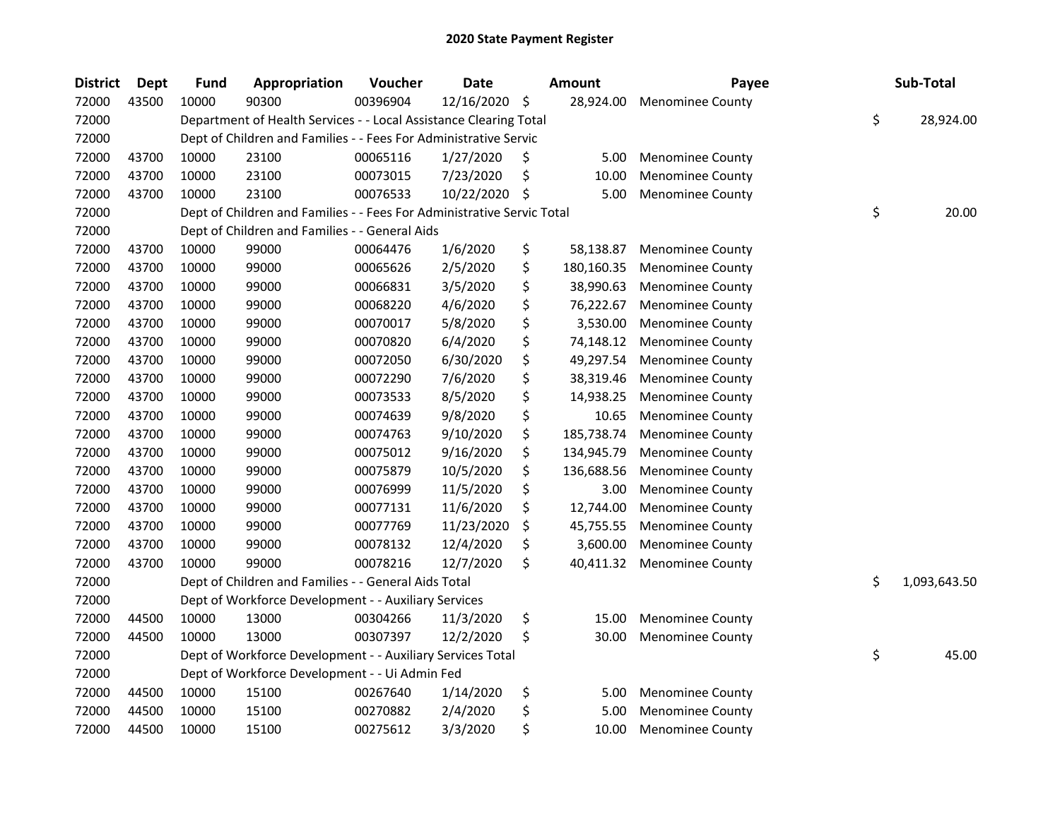## 2020 State Payment Register

| District | Dept | Fund | Appropriation | Voucher | Date | Amount | Payee | Sub-Total |
|---|---|---|---|---|---|---|---|---|
| 72000 | 43500 | 10000 | 90300 | 00396904 | 12/16/2020 | $ 28,924.00 | Menominee County | |
| 72000 | | Department of Health Services - - Local Assistance Clearing Total | | | | | | $ 28,924.00 |
| 72000 | | Dept of Children and Families - - Fees For Administrative Servic | | | | | | |
| 72000 | 43700 | 10000 | 23100 | 00065116 | 1/27/2020 | $ 5.00 | Menominee County | |
| 72000 | 43700 | 10000 | 23100 | 00073015 | 7/23/2020 | $ 10.00 | Menominee County | |
| 72000 | 43700 | 10000 | 23100 | 00076533 | 10/22/2020 | $ 5.00 | Menominee County | |
| 72000 | | Dept of Children and Families - - Fees For Administrative Servic Total | | | | | | $ 20.00 |
| 72000 | | Dept of Children and Families - - General Aids | | | | | | |
| 72000 | 43700 | 10000 | 99000 | 00064476 | 1/6/2020 | $ 58,138.87 | Menominee County | |
| 72000 | 43700 | 10000 | 99000 | 00065626 | 2/5/2020 | $ 180,160.35 | Menominee County | |
| 72000 | 43700 | 10000 | 99000 | 00066831 | 3/5/2020 | $ 38,990.63 | Menominee County | |
| 72000 | 43700 | 10000 | 99000 | 00068220 | 4/6/2020 | $ 76,222.67 | Menominee County | |
| 72000 | 43700 | 10000 | 99000 | 00070017 | 5/8/2020 | $ 3,530.00 | Menominee County | |
| 72000 | 43700 | 10000 | 99000 | 00070820 | 6/4/2020 | $ 74,148.12 | Menominee County | |
| 72000 | 43700 | 10000 | 99000 | 00072050 | 6/30/2020 | $ 49,297.54 | Menominee County | |
| 72000 | 43700 | 10000 | 99000 | 00072290 | 7/6/2020 | $ 38,319.46 | Menominee County | |
| 72000 | 43700 | 10000 | 99000 | 00073533 | 8/5/2020 | $ 14,938.25 | Menominee County | |
| 72000 | 43700 | 10000 | 99000 | 00074639 | 9/8/2020 | $ 10.65 | Menominee County | |
| 72000 | 43700 | 10000 | 99000 | 00074763 | 9/10/2020 | $ 185,738.74 | Menominee County | |
| 72000 | 43700 | 10000 | 99000 | 00075012 | 9/16/2020 | $ 134,945.79 | Menominee County | |
| 72000 | 43700 | 10000 | 99000 | 00075879 | 10/5/2020 | $ 136,688.56 | Menominee County | |
| 72000 | 43700 | 10000 | 99000 | 00076999 | 11/5/2020 | $ 3.00 | Menominee County | |
| 72000 | 43700 | 10000 | 99000 | 00077131 | 11/6/2020 | $ 12,744.00 | Menominee County | |
| 72000 | 43700 | 10000 | 99000 | 00077769 | 11/23/2020 | $ 45,755.55 | Menominee County | |
| 72000 | 43700 | 10000 | 99000 | 00078132 | 12/4/2020 | $ 3,600.00 | Menominee County | |
| 72000 | 43700 | 10000 | 99000 | 00078216 | 12/7/2020 | $ 40,411.32 | Menominee County | |
| 72000 | | Dept of Children and Families - - General Aids Total | | | | | | $ 1,093,643.50 |
| 72000 | | Dept of Workforce Development - - Auxiliary Services | | | | | | |
| 72000 | 44500 | 10000 | 13000 | 00304266 | 11/3/2020 | $ 15.00 | Menominee County | |
| 72000 | 44500 | 10000 | 13000 | 00307397 | 12/2/2020 | $ 30.00 | Menominee County | |
| 72000 | | Dept of Workforce Development - - Auxiliary Services Total | | | | | | $ 45.00 |
| 72000 | | Dept of Workforce Development - - Ui Admin Fed | | | | | | |
| 72000 | 44500 | 10000 | 15100 | 00267640 | 1/14/2020 | $ 5.00 | Menominee County | |
| 72000 | 44500 | 10000 | 15100 | 00270882 | 2/4/2020 | $ 5.00 | Menominee County | |
| 72000 | 44500 | 10000 | 15100 | 00275612 | 3/3/2020 | $ 10.00 | Menominee County | |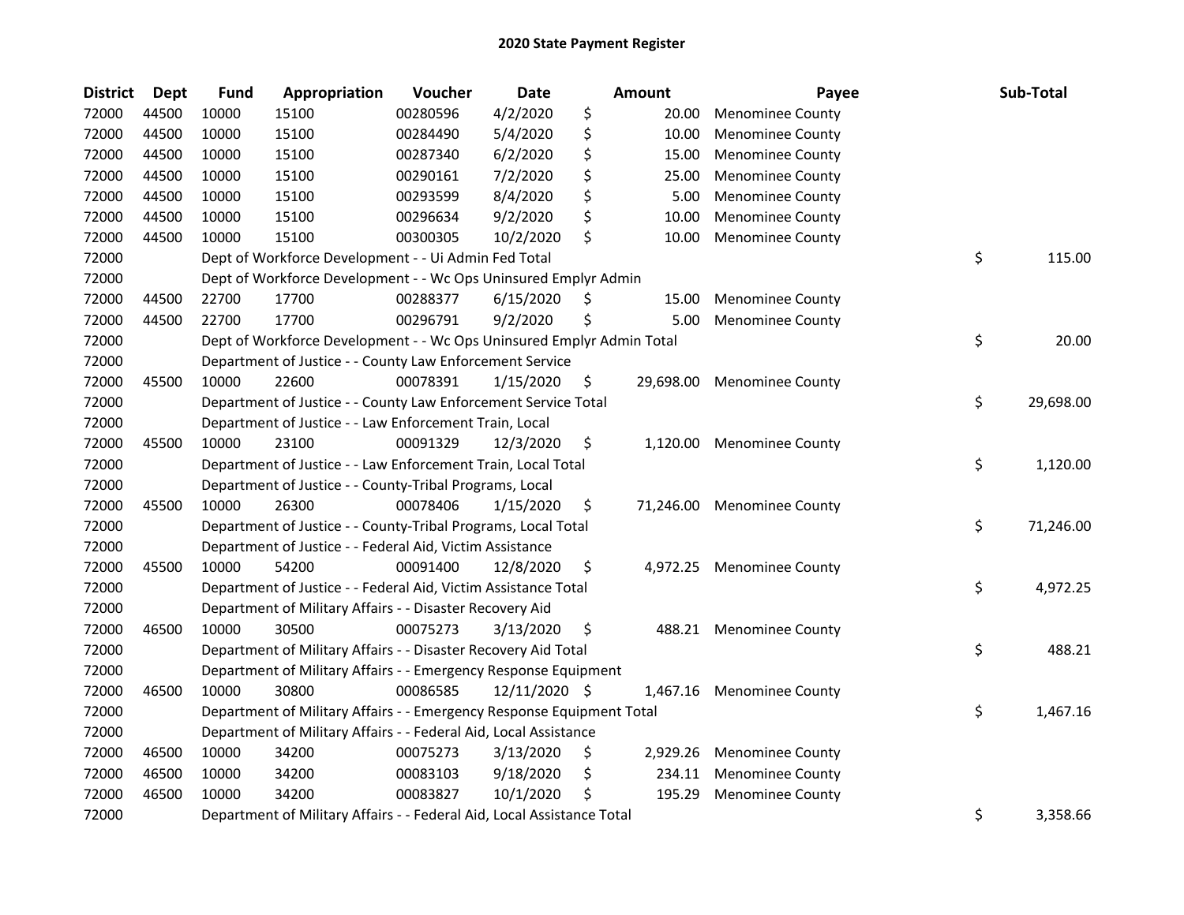# 2020 State Payment Register

| District | Dept | Fund | Appropriation | Voucher | Date | Amount | Payee | Sub-Total |
|---|---|---|---|---|---|---|---|---|
| 72000 | 44500 | 10000 | 15100 | 00280596 | 4/2/2020 | $ 20.00 | Menominee County | |
| 72000 | 44500 | 10000 | 15100 | 00284490 | 5/4/2020 | $ 10.00 | Menominee County | |
| 72000 | 44500 | 10000 | 15100 | 00287340 | 6/2/2020 | $ 15.00 | Menominee County | |
| 72000 | 44500 | 10000 | 15100 | 00290161 | 7/2/2020 | $ 25.00 | Menominee County | |
| 72000 | 44500 | 10000 | 15100 | 00293599 | 8/4/2020 | $ 5.00 | Menominee County | |
| 72000 | 44500 | 10000 | 15100 | 00296634 | 9/2/2020 | $ 10.00 | Menominee County | |
| 72000 | 44500 | 10000 | 15100 | 00300305 | 10/2/2020 | $ 10.00 | Menominee County | |
| 72000 | | Dept of Workforce Development - - Ui Admin Fed Total | | | | | | $ 115.00 |
| 72000 | | Dept of Workforce Development - - Wc Ops Uninsured Emplyr Admin | | | | | | |
| 72000 | 44500 | 22700 | 17700 | 00288377 | 6/15/2020 | $ 15.00 | Menominee County | |
| 72000 | 44500 | 22700 | 17700 | 00296791 | 9/2/2020 | $ 5.00 | Menominee County | |
| 72000 | | Dept of Workforce Development - - Wc Ops Uninsured Emplyr Admin Total | | | | | | $ 20.00 |
| 72000 | | Department of Justice - - County Law Enforcement Service | | | | | | |
| 72000 | 45500 | 10000 | 22600 | 00078391 | 1/15/2020 | $ 29,698.00 | Menominee County | |
| 72000 | | Department of Justice - - County Law Enforcement Service Total | | | | | | $ 29,698.00 |
| 72000 | | Department of Justice - - Law Enforcement Train, Local | | | | | | |
| 72000 | 45500 | 10000 | 23100 | 00091329 | 12/3/2020 | $ 1,120.00 | Menominee County | |
| 72000 | | Department of Justice - - Law Enforcement Train, Local Total | | | | | | $ 1,120.00 |
| 72000 | | Department of Justice - - County-Tribal Programs, Local | | | | | | |
| 72000 | 45500 | 10000 | 26300 | 00078406 | 1/15/2020 | $ 71,246.00 | Menominee County | |
| 72000 | | Department of Justice - - County-Tribal Programs, Local Total | | | | | | $ 71,246.00 |
| 72000 | | Department of Justice - - Federal Aid, Victim Assistance | | | | | | |
| 72000 | 45500 | 10000 | 54200 | 00091400 | 12/8/2020 | $ 4,972.25 | Menominee County | |
| 72000 | | Department of Justice - - Federal Aid, Victim Assistance Total | | | | | | $ 4,972.25 |
| 72000 | | Department of Military Affairs - - Disaster Recovery Aid | | | | | | |
| 72000 | 46500 | 10000 | 30500 | 00075273 | 3/13/2020 | $ 488.21 | Menominee County | |
| 72000 | | Department of Military Affairs - - Disaster Recovery Aid Total | | | | | | $ 488.21 |
| 72000 | | Department of Military Affairs - - Emergency Response Equipment | | | | | | |
| 72000 | 46500 | 10000 | 30800 | 00086585 | 12/11/2020 | $ 1,467.16 | Menominee County | |
| 72000 | | Department of Military Affairs - - Emergency Response Equipment Total | | | | | | $ 1,467.16 |
| 72000 | | Department of Military Affairs - - Federal Aid, Local Assistance | | | | | | |
| 72000 | 46500 | 10000 | 34200 | 00075273 | 3/13/2020 | $ 2,929.26 | Menominee County | |
| 72000 | 46500 | 10000 | 34200 | 00083103 | 9/18/2020 | $ 234.11 | Menominee County | |
| 72000 | 46500 | 10000 | 34200 | 00083827 | 10/1/2020 | $ 195.29 | Menominee County | |
| 72000 | | Department of Military Affairs - - Federal Aid, Local Assistance Total | | | | | | $ 3,358.66 |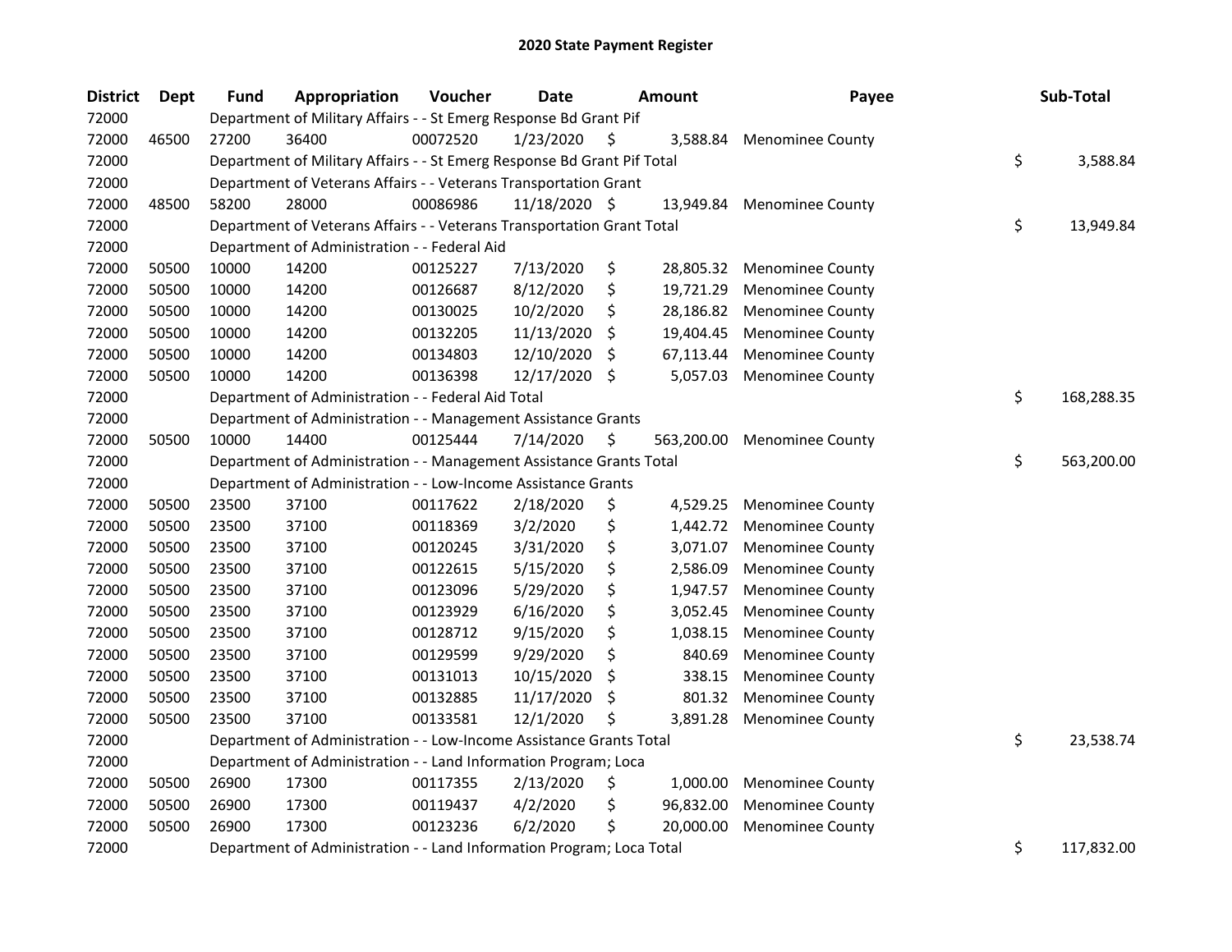## 2020 State Payment Register

| District | Dept | Fund | Appropriation | Voucher | Date | Amount | Payee | Sub-Total |
|---|---|---|---|---|---|---|---|---|
| 72000 | | Department of Military Affairs - - St Emerg Response Bd Grant Pif | | | | | | |
| 72000 | 46500 | 27200 | 36400 | 00072520 | 1/23/2020 | $ 3,588.84 | Menominee County | |
| 72000 | | Department of Military Affairs - - St Emerg Response Bd Grant Pif Total | | | | | | $ 3,588.84 |
| 72000 | | Department of Veterans Affairs - - Veterans Transportation Grant | | | | | | |
| 72000 | 48500 | 58200 | 28000 | 00086986 | 11/18/2020 | $ 13,949.84 | Menominee County | |
| 72000 | | Department of Veterans Affairs - - Veterans Transportation Grant Total | | | | | | $ 13,949.84 |
| 72000 | | Department of Administration - - Federal Aid | | | | | | |
| 72000 | 50500 | 10000 | 14200 | 00125227 | 7/13/2020 | $ 28,805.32 | Menominee County | |
| 72000 | 50500 | 10000 | 14200 | 00126687 | 8/12/2020 | $ 19,721.29 | Menominee County | |
| 72000 | 50500 | 10000 | 14200 | 00130025 | 10/2/2020 | $ 28,186.82 | Menominee County | |
| 72000 | 50500 | 10000 | 14200 | 00132205 | 11/13/2020 | $ 19,404.45 | Menominee County | |
| 72000 | 50500 | 10000 | 14200 | 00134803 | 12/10/2020 | $ 67,113.44 | Menominee County | |
| 72000 | 50500 | 10000 | 14200 | 00136398 | 12/17/2020 | $ 5,057.03 | Menominee County | |
| 72000 | | Department of Administration - - Federal Aid Total | | | | | | $ 168,288.35 |
| 72000 | | Department of Administration - - Management Assistance Grants | | | | | | |
| 72000 | 50500 | 10000 | 14400 | 00125444 | 7/14/2020 | $ 563,200.00 | Menominee County | |
| 72000 | | Department of Administration - - Management Assistance Grants Total | | | | | | $ 563,200.00 |
| 72000 | | Department of Administration - - Low-Income Assistance Grants | | | | | | |
| 72000 | 50500 | 23500 | 37100 | 00117622 | 2/18/2020 | $ 4,529.25 | Menominee County | |
| 72000 | 50500 | 23500 | 37100 | 00118369 | 3/2/2020 | $ 1,442.72 | Menominee County | |
| 72000 | 50500 | 23500 | 37100 | 00120245 | 3/31/2020 | $ 3,071.07 | Menominee County | |
| 72000 | 50500 | 23500 | 37100 | 00122615 | 5/15/2020 | $ 2,586.09 | Menominee County | |
| 72000 | 50500 | 23500 | 37100 | 00123096 | 5/29/2020 | $ 1,947.57 | Menominee County | |
| 72000 | 50500 | 23500 | 37100 | 00123929 | 6/16/2020 | $ 3,052.45 | Menominee County | |
| 72000 | 50500 | 23500 | 37100 | 00128712 | 9/15/2020 | $ 1,038.15 | Menominee County | |
| 72000 | 50500 | 23500 | 37100 | 00129599 | 9/29/2020 | $ 840.69 | Menominee County | |
| 72000 | 50500 | 23500 | 37100 | 00131013 | 10/15/2020 | $ 338.15 | Menominee County | |
| 72000 | 50500 | 23500 | 37100 | 00132885 | 11/17/2020 | $ 801.32 | Menominee County | |
| 72000 | 50500 | 23500 | 37100 | 00133581 | 12/1/2020 | $ 3,891.28 | Menominee County | |
| 72000 | | Department of Administration - - Low-Income Assistance Grants Total | | | | | | $ 23,538.74 |
| 72000 | | Department of Administration - - Land Information Program; Loca | | | | | | |
| 72000 | 50500 | 26900 | 17300 | 00117355 | 2/13/2020 | $ 1,000.00 | Menominee County | |
| 72000 | 50500 | 26900 | 17300 | 00119437 | 4/2/2020 | $ 96,832.00 | Menominee County | |
| 72000 | 50500 | 26900 | 17300 | 00123236 | 6/2/2020 | $ 20,000.00 | Menominee County | |
| 72000 | | Department of Administration - - Land Information Program; Loca Total | | | | | | $ 117,832.00 |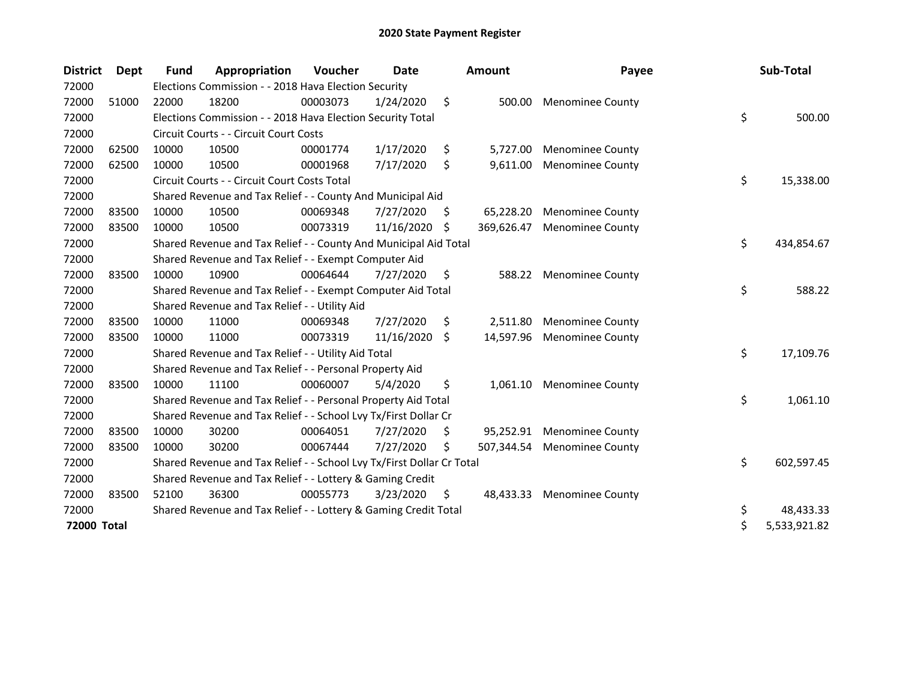# 2020 State Payment Register

| District | Dept | Fund | Appropriation | Voucher | Date | Amount | Payee | Sub-Total |
|---|---|---|---|---|---|---|---|---|
| 72000 | | Elections Commission - - 2018 Hava Election Security | | | | | | |
| 72000 | 51000 | 22000 | 18200 | 00003073 | 1/24/2020 | $ 500.00 | Menominee County | |
| 72000 | | Elections Commission - - 2018 Hava Election Security Total | | | | | | $ 500.00 |
| 72000 | | Circuit Courts - - Circuit Court Costs | | | | | | |
| 72000 | 62500 | 10000 | 10500 | 00001774 | 1/17/2020 | $ 5,727.00 | Menominee County | |
| 72000 | 62500 | 10000 | 10500 | 00001968 | 7/17/2020 | $ 9,611.00 | Menominee County | |
| 72000 | | Circuit Courts - - Circuit Court Costs Total | | | | | | $ 15,338.00 |
| 72000 | | Shared Revenue and Tax Relief - - County And Municipal Aid | | | | | | |
| 72000 | 83500 | 10000 | 10500 | 00069348 | 7/27/2020 | $ 65,228.20 | Menominee County | |
| 72000 | 83500 | 10000 | 10500 | 00073319 | 11/16/2020 | $ 369,626.47 | Menominee County | |
| 72000 | | Shared Revenue and Tax Relief - - County And Municipal Aid Total | | | | | | $ 434,854.67 |
| 72000 | | Shared Revenue and Tax Relief - - Exempt Computer Aid | | | | | | |
| 72000 | 83500 | 10000 | 10900 | 00064644 | 7/27/2020 | $ 588.22 | Menominee County | |
| 72000 | | Shared Revenue and Tax Relief - - Exempt Computer Aid Total | | | | | | $ 588.22 |
| 72000 | | Shared Revenue and Tax Relief - - Utility Aid | | | | | | |
| 72000 | 83500 | 10000 | 11000 | 00069348 | 7/27/2020 | $ 2,511.80 | Menominee County | |
| 72000 | 83500 | 10000 | 11000 | 00073319 | 11/16/2020 | $ 14,597.96 | Menominee County | |
| 72000 | | Shared Revenue and Tax Relief - - Utility Aid Total | | | | | | $ 17,109.76 |
| 72000 | | Shared Revenue and Tax Relief - - Personal Property Aid | | | | | | |
| 72000 | 83500 | 10000 | 11100 | 00060007 | 5/4/2020 | $ 1,061.10 | Menominee County | |
| 72000 | | Shared Revenue and Tax Relief - - Personal Property Aid Total | | | | | | $ 1,061.10 |
| 72000 | | Shared Revenue and Tax Relief - - School Lvy Tx/First Dollar Cr | | | | | | |
| 72000 | 83500 | 10000 | 30200 | 00064051 | 7/27/2020 | $ 95,252.91 | Menominee County | |
| 72000 | 83500 | 10000 | 30200 | 00067444 | 7/27/2020 | $ 507,344.54 | Menominee County | |
| 72000 | | Shared Revenue and Tax Relief - - School Lvy Tx/First Dollar Cr Total | | | | | | $ 602,597.45 |
| 72000 | | Shared Revenue and Tax Relief - - Lottery & Gaming Credit | | | | | | |
| 72000 | 83500 | 52100 | 36300 | 00055773 | 3/23/2020 | $ 48,433.33 | Menominee County | |
| 72000 | | Shared Revenue and Tax Relief - - Lottery & Gaming Credit Total | | | | | | $ 48,433.33 |
| **72000 Total** | | | | | | | | $ 5,533,921.82 |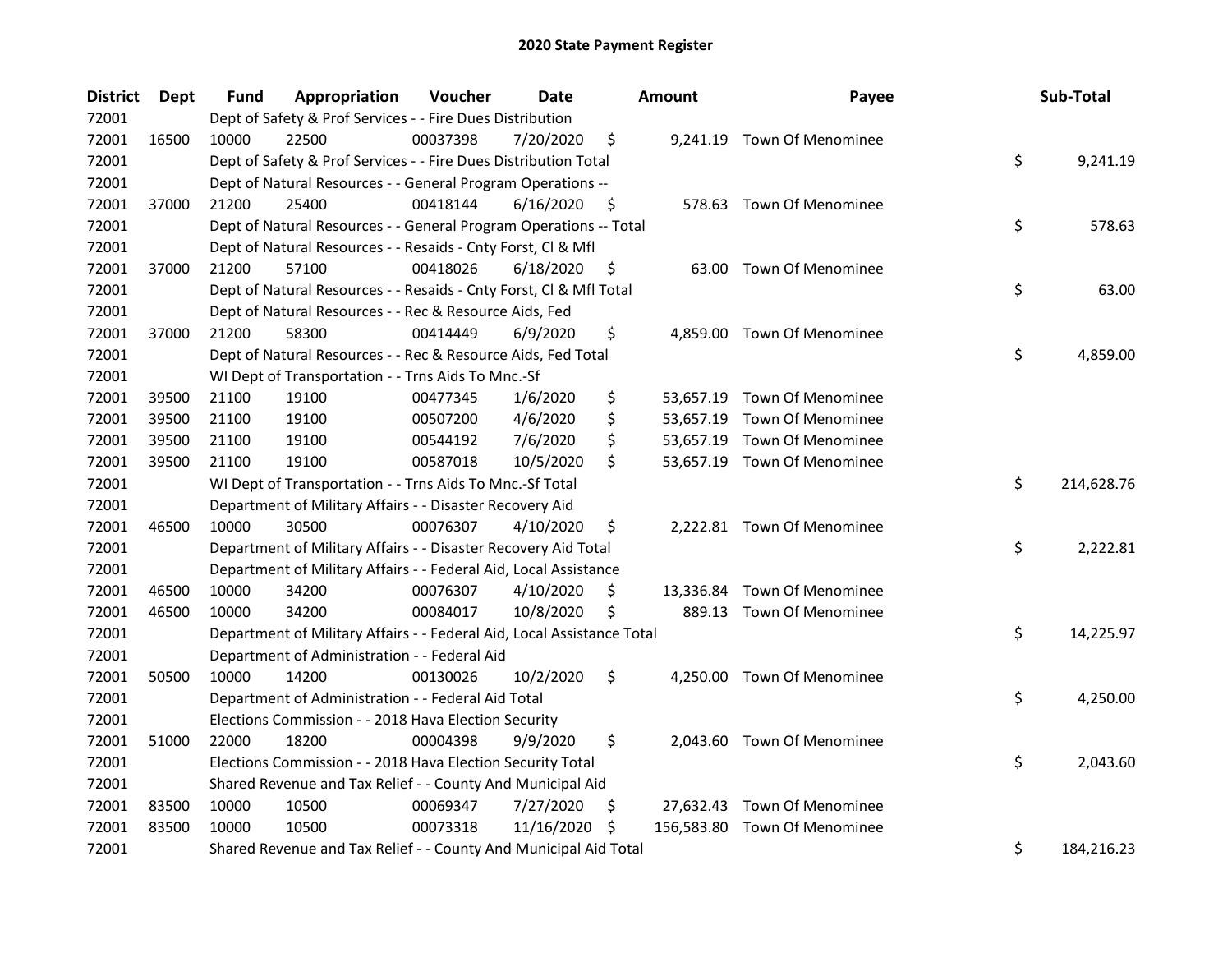# 2020 State Payment Register

| District | Dept | Fund | Appropriation | Voucher | Date | Amount | Payee | Sub-Total |
|---|---|---|---|---|---|---|---|---|
| 72001 | | Dept of Safety & Prof Services - - Fire Dues Distribution | | | | | | |
| 72001 | 16500 | 10000 | 22500 | 00037398 | 7/20/2020 | $ 9,241.19 | Town Of Menominee | |
| 72001 | | Dept of Safety & Prof Services - - Fire Dues Distribution Total | | | | | | $ 9,241.19 |
| 72001 | | Dept of Natural Resources - - General Program Operations -- | | | | | | |
| 72001 | 37000 | 21200 | 25400 | 00418144 | 6/16/2020 | $ 578.63 | Town Of Menominee | |
| 72001 | | Dept of Natural Resources - - General Program Operations -- Total | | | | | | $ 578.63 |
| 72001 | | Dept of Natural Resources - - Resaids - Cnty Forst, Cl & Mfl | | | | | | |
| 72001 | 37000 | 21200 | 57100 | 00418026 | 6/18/2020 | $ 63.00 | Town Of Menominee | |
| 72001 | | Dept of Natural Resources - - Resaids - Cnty Forst, Cl & Mfl Total | | | | | | $ 63.00 |
| 72001 | | Dept of Natural Resources - - Rec & Resource Aids, Fed | | | | | | |
| 72001 | 37000 | 21200 | 58300 | 00414449 | 6/9/2020 | $ 4,859.00 | Town Of Menominee | |
| 72001 | | Dept of Natural Resources - - Rec & Resource Aids, Fed Total | | | | | | $ 4,859.00 |
| 72001 | | WI Dept of Transportation - - Trns Aids To Mnc.-Sf | | | | | | |
| 72001 | 39500 | 21100 | 19100 | 00477345 | 1/6/2020 | $ 53,657.19 | Town Of Menominee | |
| 72001 | 39500 | 21100 | 19100 | 00507200 | 4/6/2020 | $ 53,657.19 | Town Of Menominee | |
| 72001 | 39500 | 21100 | 19100 | 00544192 | 7/6/2020 | $ 53,657.19 | Town Of Menominee | |
| 72001 | 39500 | 21100 | 19100 | 00587018 | 10/5/2020 | $ 53,657.19 | Town Of Menominee | |
| 72001 | | WI Dept of Transportation - - Trns Aids To Mnc.-Sf Total | | | | | | $ 214,628.76 |
| 72001 | | Department of Military Affairs - - Disaster Recovery Aid | | | | | | |
| 72001 | 46500 | 10000 | 30500 | 00076307 | 4/10/2020 | $ 2,222.81 | Town Of Menominee | |
| 72001 | | Department of Military Affairs - - Disaster Recovery Aid Total | | | | | | $ 2,222.81 |
| 72001 | | Department of Military Affairs - - Federal Aid, Local Assistance | | | | | | |
| 72001 | 46500 | 10000 | 34200 | 00076307 | 4/10/2020 | $ 13,336.84 | Town Of Menominee | |
| 72001 | 46500 | 10000 | 34200 | 00084017 | 10/8/2020 | $ 889.13 | Town Of Menominee | |
| 72001 | | Department of Military Affairs - - Federal Aid, Local Assistance Total | | | | | | $ 14,225.97 |
| 72001 | | Department of Administration - - Federal Aid | | | | | | |
| 72001 | 50500 | 10000 | 14200 | 00130026 | 10/2/2020 | $ 4,250.00 | Town Of Menominee | |
| 72001 | | Department of Administration - - Federal Aid Total | | | | | | $ 4,250.00 |
| 72001 | | Elections Commission - - 2018 Hava Election Security | | | | | | |
| 72001 | 51000 | 22000 | 18200 | 00004398 | 9/9/2020 | $ 2,043.60 | Town Of Menominee | |
| 72001 | | Elections Commission - - 2018 Hava Election Security Total | | | | | | $ 2,043.60 |
| 72001 | | Shared Revenue and Tax Relief - - County And Municipal Aid | | | | | | |
| 72001 | 83500 | 10000 | 10500 | 00069347 | 7/27/2020 | $ 27,632.43 | Town Of Menominee | |
| 72001 | 83500 | 10000 | 10500 | 00073318 | 11/16/2020 | $ 156,583.80 | Town Of Menominee | |
| 72001 | | Shared Revenue and Tax Relief - - County And Municipal Aid Total | | | | | | $ 184,216.23 |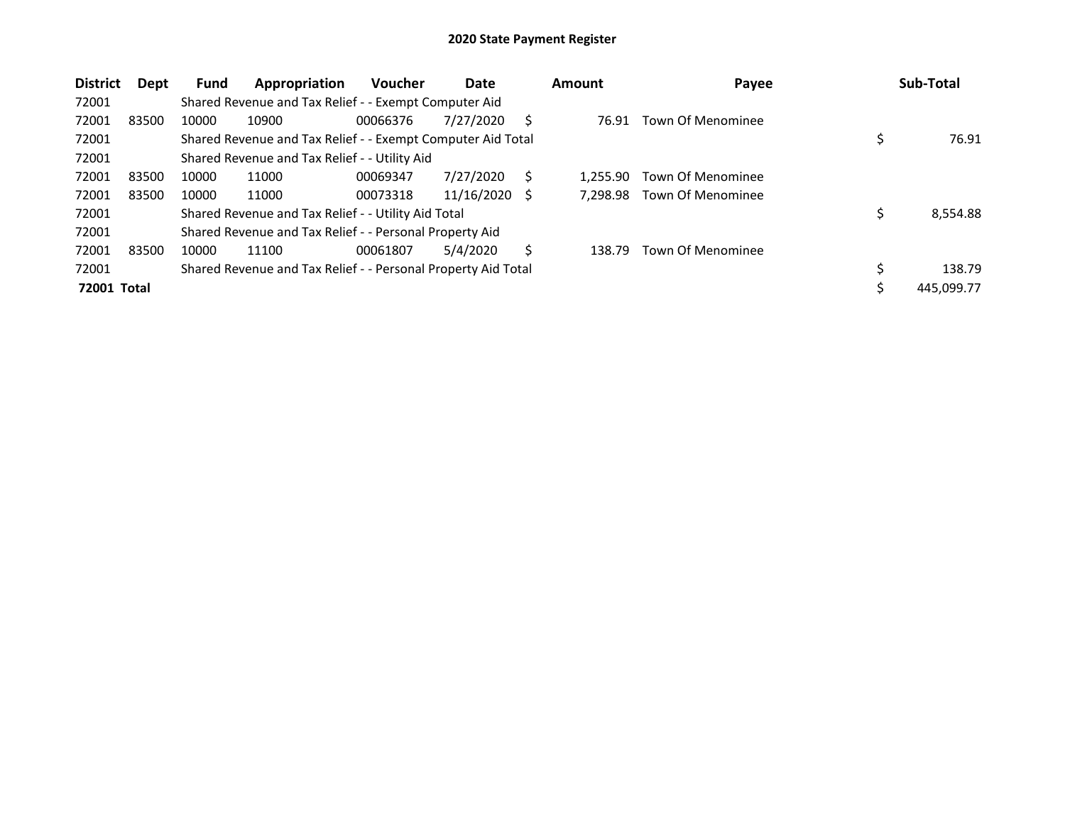# 2020 State Payment Register

| District | Dept | Fund | Appropriation | Voucher | Date | Amount | Payee | Sub-Total |
|---|---|---|---|---|---|---|---|---|
| 72001 | | Shared Revenue and Tax Relief - - Exempt Computer Aid | | | | | | |
| 72001 | 83500 | 10000 | 10900 | 00066376 | 7/27/2020 | $ 76.91 | Town Of Menominee | |
| 72001 | | Shared Revenue and Tax Relief - - Exempt Computer Aid Total | | | | | | $ 76.91 |
| 72001 | | Shared Revenue and Tax Relief - - Utility Aid | | | | | | |
| 72001 | 83500 | 10000 | 11000 | 00069347 | 7/27/2020 | $ 1,255.90 | Town Of Menominee | |
| 72001 | 83500 | 10000 | 11000 | 00073318 | 11/16/2020 | $ 7,298.98 | Town Of Menominee | |
| 72001 | | Shared Revenue and Tax Relief - - Utility Aid Total | | | | | | $ 8,554.88 |
| 72001 | | Shared Revenue and Tax Relief - - Personal Property Aid | | | | | | |
| 72001 | 83500 | 10000 | 11100 | 00061807 | 5/4/2020 | $ 138.79 | Town Of Menominee | |
| 72001 | | Shared Revenue and Tax Relief - - Personal Property Aid Total | | | | | | $ 138.79 |
| **72001 Total** | | | | | | | | $ 445,099.77 |